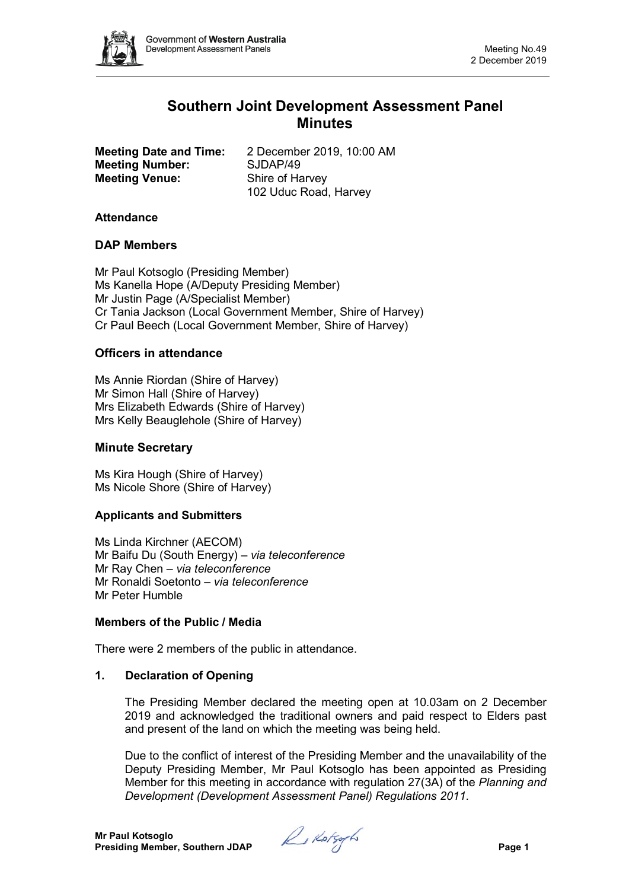# Southern Joint Development Assessment Panel Minutes

**Meeting Date and Time:** 2 December 2019, 10:00 AM
**Meeting Number:** SJDAP/49
**Meeting Venue:** Shire of Harvey
102 Uduc Road, Harvey

**Attendance**

## DAP Members

Mr Paul Kotsoglo (Presiding Member)
Ms Kanella Hope (A/Deputy Presiding Member)
Mr Justin Page (A/Specialist Member)
Cr Tania Jackson (Local Government Member, Shire of Harvey)
Cr Paul Beech (Local Government Member, Shire of Harvey)

## Officers in attendance

Ms Annie Riordan (Shire of Harvey)
Mr Simon Hall (Shire of Harvey)
Mrs Elizabeth Edwards (Shire of Harvey)
Mrs Kelly Beauglehole (Shire of Harvey)

## Minute Secretary

Ms Kira Hough (Shire of Harvey)
Ms Nicole Shore (Shire of Harvey)

## Applicants and Submitters

Ms Linda Kirchner (AECOM)
Mr Baifu Du (South Energy) – *via teleconference*
Mr Ray Chen – *via teleconference*
Mr Ronaldi Soetonto – *via teleconference*
Mr Peter Humble

**Members of the Public / Media**

There were 2 members of the public in attendance.

## 1. Declaration of Opening

The Presiding Member declared the meeting open at 10.03am on 2 December 2019 and acknowledged the traditional owners and paid respect to Elders past and present of the land on which the meeting was being held.

Due to the conflict of interest of the Presiding Member and the unavailability of the Deputy Presiding Member, Mr Paul Kotsoglo has been appointed as Presiding Member for this meeting in accordance with regulation 27(3A) of the *Planning and Development (Development Assessment Panel) Regulations 2011*.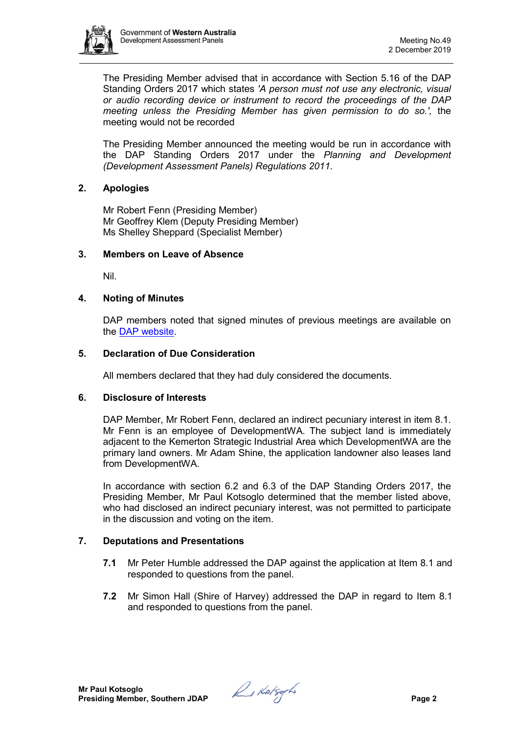The Presiding Member advised that in accordance with Section 5.16 of the DAP Standing Orders 2017 which states *'A person must not use any electronic, visual or audio recording device or instrument to record the proceedings of the DAP meeting unless the Presiding Member has given permission to do so.',* the meeting would not be recorded

The Presiding Member announced the meeting would be run in accordance with the DAP Standing Orders 2017 under the *Planning and Development (Development Assessment Panels) Regulations 2011*.

## 2. Apologies

Mr Robert Fenn (Presiding Member)
Mr Geoffrey Klem (Deputy Presiding Member)
Ms Shelley Sheppard (Specialist Member)

## 3. Members on Leave of Absence

Nil.

## 4. Noting of Minutes

DAP members noted that signed minutes of previous meetings are available on the DAP website.

## 5. Declaration of Due Consideration

All members declared that they had duly considered the documents.

## 6. Disclosure of Interests

DAP Member, Mr Robert Fenn, declared an indirect pecuniary interest in item 8.1. Mr Fenn is an employee of DevelopmentWA. The subject land is immediately adjacent to the Kemerton Strategic Industrial Area which DevelopmentWA are the primary land owners. Mr Adam Shine, the application landowner also leases land from DevelopmentWA.

In accordance with section 6.2 and 6.3 of the DAP Standing Orders 2017, the Presiding Member, Mr Paul Kotsoglo determined that the member listed above, who had disclosed an indirect pecuniary interest, was not permitted to participate in the discussion and voting on the item.

## 7. Deputations and Presentations

**7.1** Mr Peter Humble addressed the DAP against the application at Item 8.1 and responded to questions from the panel.

**7.2** Mr Simon Hall (Shire of Harvey) addressed the DAP in regard to Item 8.1 and responded to questions from the panel.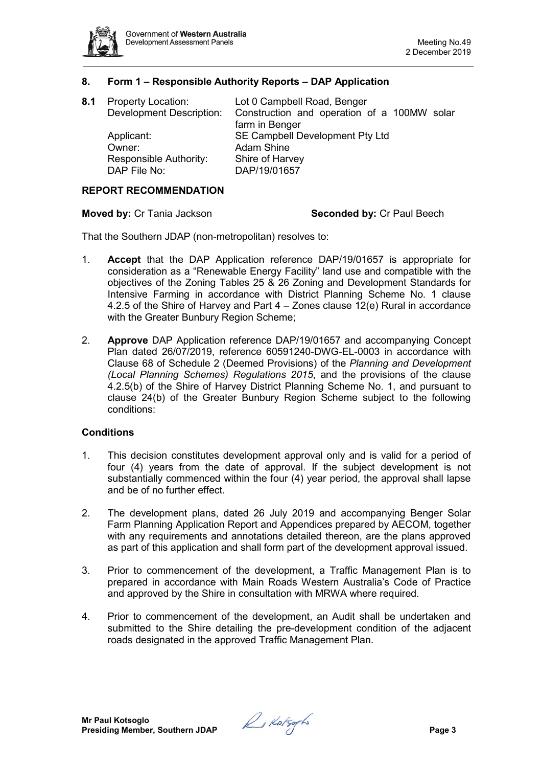## 8. Form 1 – Responsible Authority Reports – DAP Application

**8.1** Property Location: Lot 0 Campbell Road, Benger
Development Description: Construction and operation of a 100MW solar farm in Benger
Applicant: SE Campbell Development Pty Ltd
Owner: Adam Shine
Responsible Authority: Shire of Harvey
DAP File No: DAP/19/01657

### REPORT RECOMMENDATION

**Moved by:** Cr Tania Jackson **Seconded by:** Cr Paul Beech

That the Southern JDAP (non-metropolitan) resolves to:

1. **Accept** that the DAP Application reference DAP/19/01657 is appropriate for consideration as a "Renewable Energy Facility" land use and compatible with the objectives of the Zoning Tables 25 & 26 Zoning and Development Standards for Intensive Farming in accordance with District Planning Scheme No. 1 clause 4.2.5 of the Shire of Harvey and Part 4 – Zones clause 12(e) Rural in accordance with the Greater Bunbury Region Scheme;

2. **Approve** DAP Application reference DAP/19/01657 and accompanying Concept Plan dated 26/07/2019, reference 60591240-DWG-EL-0003 in accordance with Clause 68 of Schedule 2 (Deemed Provisions) of the *Planning and Development (Local Planning Schemes) Regulations 2015*, and the provisions of the clause 4.2.5(b) of the Shire of Harvey District Planning Scheme No. 1, and pursuant to clause 24(b) of the Greater Bunbury Region Scheme subject to the following conditions:

### Conditions

1. This decision constitutes development approval only and is valid for a period of four (4) years from the date of approval. If the subject development is not substantially commenced within the four (4) year period, the approval shall lapse and be of no further effect.

2. The development plans, dated 26 July 2019 and accompanying Benger Solar Farm Planning Application Report and Appendices prepared by AECOM, together with any requirements and annotations detailed thereon, are the plans approved as part of this application and shall form part of the development approval issued.

3. Prior to commencement of the development, a Traffic Management Plan is to prepared in accordance with Main Roads Western Australia's Code of Practice and approved by the Shire in consultation with MRWA where required.

4. Prior to commencement of the development, an Audit shall be undertaken and submitted to the Shire detailing the pre-development condition of the adjacent roads designated in the approved Traffic Management Plan.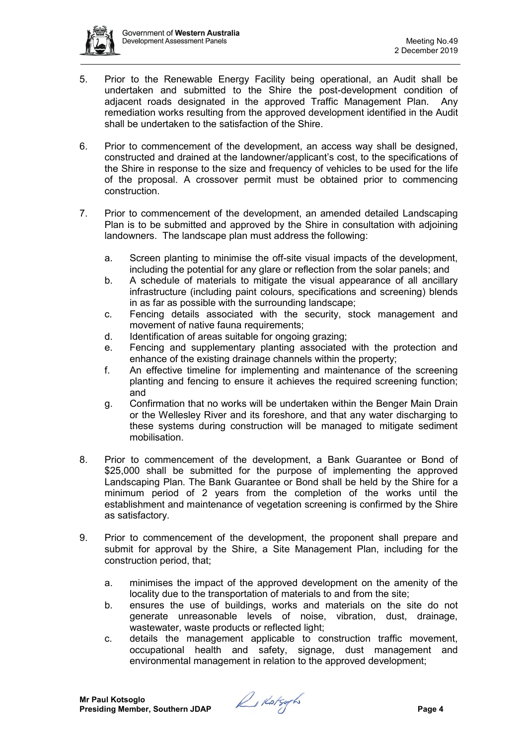5. Prior to the Renewable Energy Facility being operational, an Audit shall be undertaken and submitted to the Shire the post-development condition of adjacent roads designated in the approved Traffic Management Plan. Any remediation works resulting from the approved development identified in the Audit shall be undertaken to the satisfaction of the Shire.

6. Prior to commencement of the development, an access way shall be designed, constructed and drained at the landowner/applicant's cost, to the specifications of the Shire in response to the size and frequency of vehicles to be used for the life of the proposal. A crossover permit must be obtained prior to commencing construction.

7. Prior to commencement of the development, an amended detailed Landscaping Plan is to be submitted and approved by the Shire in consultation with adjoining landowners. The landscape plan must address the following:

   a. Screen planting to minimise the off-site visual impacts of the development, including the potential for any glare or reflection from the solar panels; and
   b. A schedule of materials to mitigate the visual appearance of all ancillary infrastructure (including paint colours, specifications and screening) blends in as far as possible with the surrounding landscape;
   c. Fencing details associated with the security, stock management and movement of native fauna requirements;
   d. Identification of areas suitable for ongoing grazing;
   e. Fencing and supplementary planting associated with the protection and enhance of the existing drainage channels within the property;
   f. An effective timeline for implementing and maintenance of the screening planting and fencing to ensure it achieves the required screening function; and
   g. Confirmation that no works will be undertaken within the Benger Main Drain or the Wellesley River and its foreshore, and that any water discharging to these systems during construction will be managed to mitigate sediment mobilisation.

8. Prior to commencement of the development, a Bank Guarantee or Bond of $25,000 shall be submitted for the purpose of implementing the approved Landscaping Plan. The Bank Guarantee or Bond shall be held by the Shire for a minimum period of 2 years from the completion of the works until the establishment and maintenance of vegetation screening is confirmed by the Shire as satisfactory.

9. Prior to commencement of the development, the proponent shall prepare and submit for approval by the Shire, a Site Management Plan, including for the construction period, that;

   a. minimises the impact of the approved development on the amenity of the locality due to the transportation of materials to and from the site;
   b. ensures the use of buildings, works and materials on the site do not generate unreasonable levels of noise, vibration, dust, drainage, wastewater, waste products or reflected light;
   c. details the management applicable to construction traffic movement, occupational health and safety, signage, dust management and environmental management in relation to the approved development;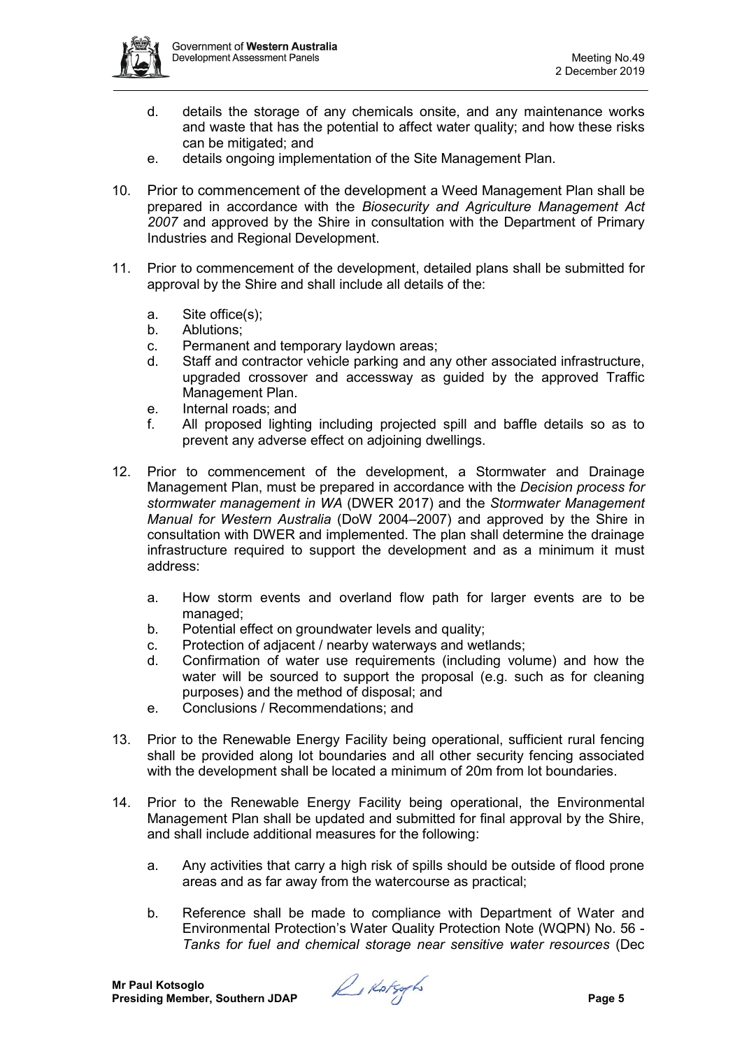d. details the storage of any chemicals onsite, and any maintenance works and waste that has the potential to affect water quality; and how these risks can be mitigated; and
   e. details ongoing implementation of the Site Management Plan.

10. Prior to commencement of the development a Weed Management Plan shall be prepared in accordance with the *Biosecurity and Agriculture Management Act 2007* and approved by the Shire in consultation with the Department of Primary Industries and Regional Development.

11. Prior to commencement of the development, detailed plans shall be submitted for approval by the Shire and shall include all details of the:

    a. Site office(s);
    b. Ablutions;
    c. Permanent and temporary laydown areas;
    d. Staff and contractor vehicle parking and any other associated infrastructure, upgraded crossover and accessway as guided by the approved Traffic Management Plan.
    e. Internal roads; and
    f. All proposed lighting including projected spill and baffle details so as to prevent any adverse effect on adjoining dwellings.

12. Prior to commencement of the development, a Stormwater and Drainage Management Plan, must be prepared in accordance with the *Decision process for stormwater management in WA* (DWER 2017) and the *Stormwater Management Manual for Western Australia* (DoW 2004–2007) and approved by the Shire in consultation with DWER and implemented. The plan shall determine the drainage infrastructure required to support the development and as a minimum it must address:

    a. How storm events and overland flow path for larger events are to be managed;
    b. Potential effect on groundwater levels and quality;
    c. Protection of adjacent / nearby waterways and wetlands;
    d. Confirmation of water use requirements (including volume) and how the water will be sourced to support the proposal (e.g. such as for cleaning purposes) and the method of disposal; and
    e. Conclusions / Recommendations; and

13. Prior to the Renewable Energy Facility being operational, sufficient rural fencing shall be provided along lot boundaries and all other security fencing associated with the development shall be located a minimum of 20m from lot boundaries.

14. Prior to the Renewable Energy Facility being operational, the Environmental Management Plan shall be updated and submitted for final approval by the Shire, and shall include additional measures for the following:

    a. Any activities that carry a high risk of spills should be outside of flood prone areas and as far away from the watercourse as practical;

    b. Reference shall be made to compliance with Department of Water and Environmental Protection's Water Quality Protection Note (WQPN) No. 56 - *Tanks for fuel and chemical storage near sensitive water resources* (Dec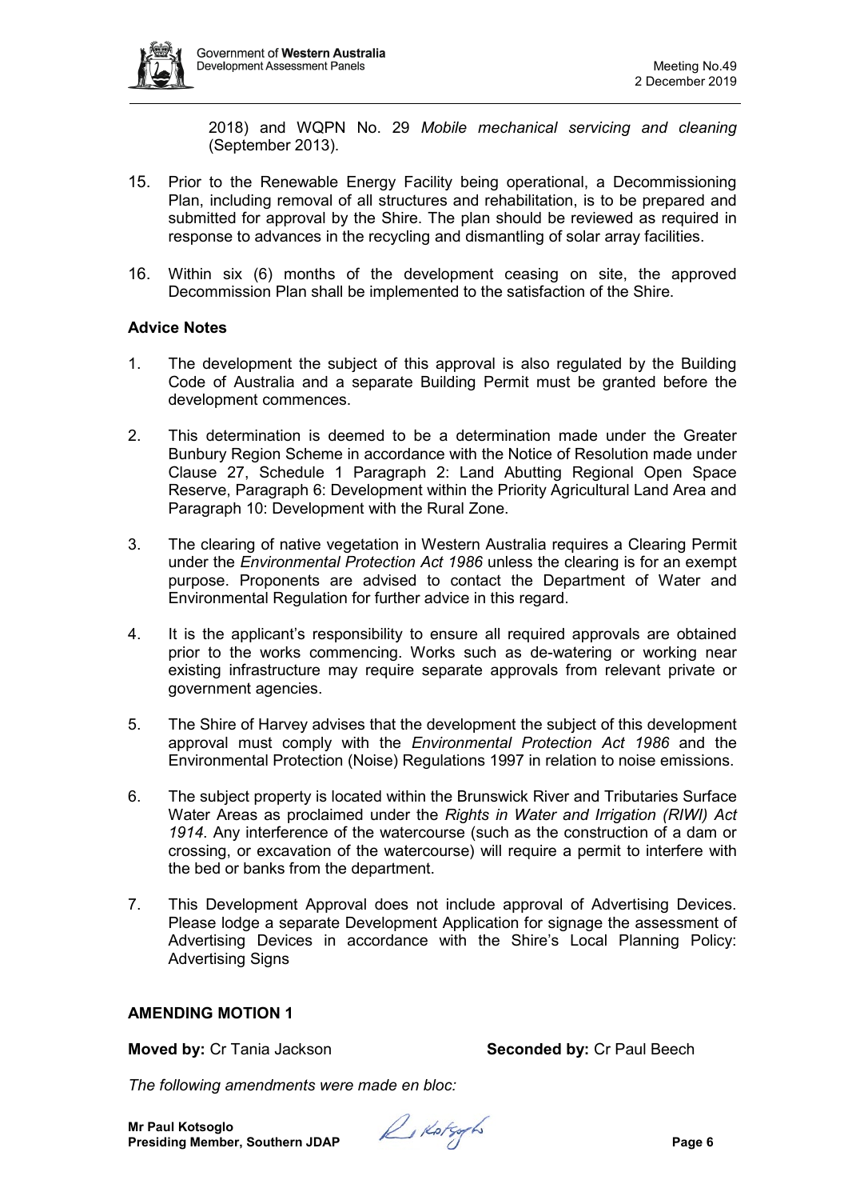2018) and WQPN No. 29 *Mobile mechanical servicing and cleaning* (September 2013).

15. Prior to the Renewable Energy Facility being operational, a Decommissioning Plan, including removal of all structures and rehabilitation, is to be prepared and submitted for approval by the Shire. The plan should be reviewed as required in response to advances in the recycling and dismantling of solar array facilities.

16. Within six (6) months of the development ceasing on site, the approved Decommission Plan shall be implemented to the satisfaction of the Shire.

**Advice Notes**

1. The development the subject of this approval is also regulated by the Building Code of Australia and a separate Building Permit must be granted before the development commences.

2. This determination is deemed to be a determination made under the Greater Bunbury Region Scheme in accordance with the Notice of Resolution made under Clause 27, Schedule 1 Paragraph 2: Land Abutting Regional Open Space Reserve, Paragraph 6: Development within the Priority Agricultural Land Area and Paragraph 10: Development with the Rural Zone.

3. The clearing of native vegetation in Western Australia requires a Clearing Permit under the *Environmental Protection Act 1986* unless the clearing is for an exempt purpose. Proponents are advised to contact the Department of Water and Environmental Regulation for further advice in this regard.

4. It is the applicant's responsibility to ensure all required approvals are obtained prior to the works commencing. Works such as de-watering or working near existing infrastructure may require separate approvals from relevant private or government agencies.

5. The Shire of Harvey advises that the development the subject of this development approval must comply with the *Environmental Protection Act 1986* and the Environmental Protection (Noise) Regulations 1997 in relation to noise emissions.

6. The subject property is located within the Brunswick River and Tributaries Surface Water Areas as proclaimed under the *Rights in Water and Irrigation (RIWI) Act 1914*. Any interference of the watercourse (such as the construction of a dam or crossing, or excavation of the watercourse) will require a permit to interfere with the bed or banks from the department.

7. This Development Approval does not include approval of Advertising Devices. Please lodge a separate Development Application for signage the assessment of Advertising Devices in accordance with the Shire's Local Planning Policy: Advertising Signs

**AMENDING MOTION 1**

**Moved by:** Cr Tania Jackson **Seconded by:** Cr Paul Beech

*The following amendments were made en bloc:*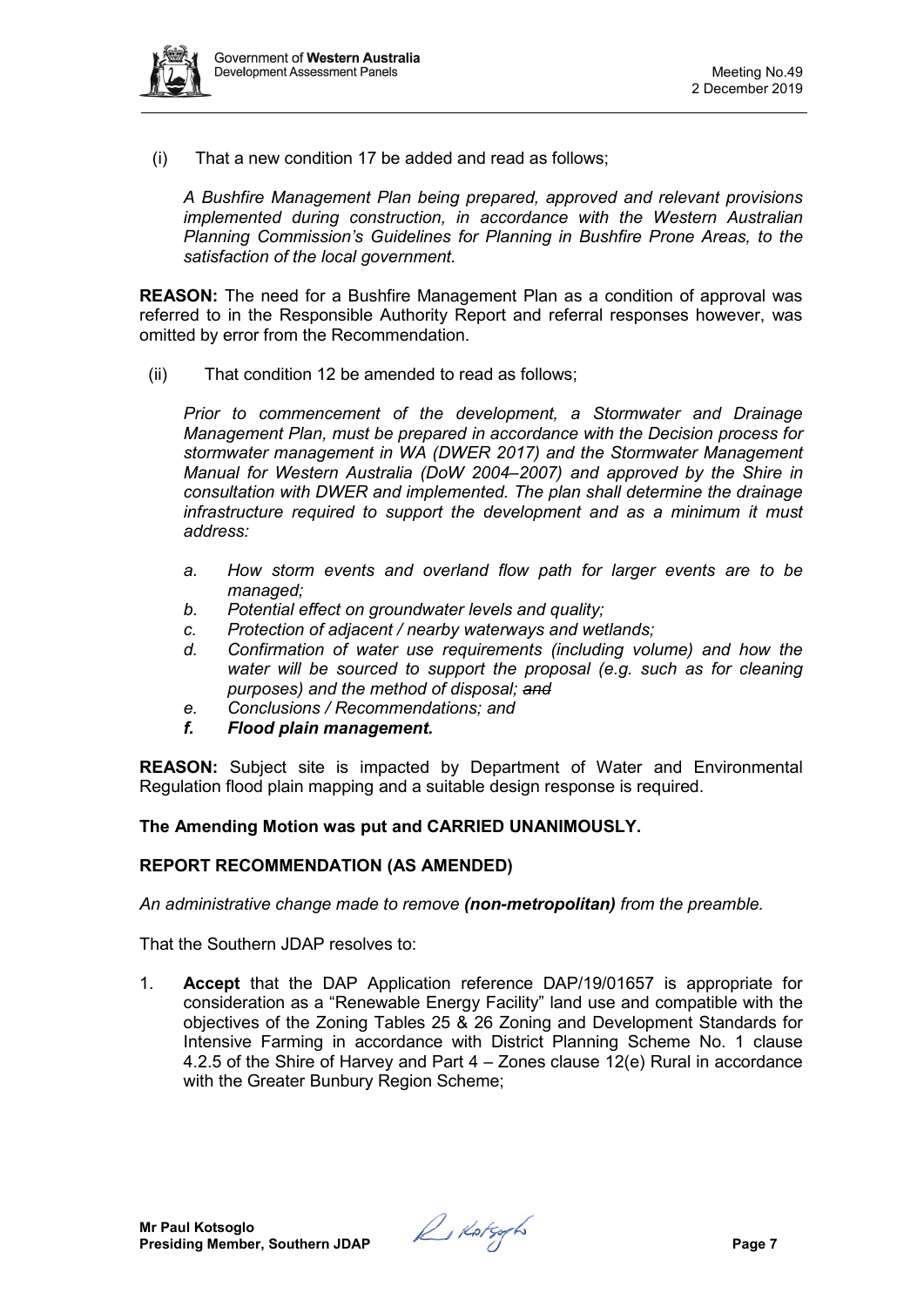(i) That a new condition 17 be added and read as follows;

*A Bushfire Management Plan being prepared, approved and relevant provisions implemented during construction, in accordance with the Western Australian Planning Commission's Guidelines for Planning in Bushfire Prone Areas, to the satisfaction of the local government.*

**REASON:** The need for a Bushfire Management Plan as a condition of approval was referred to in the Responsible Authority Report and referral responses however, was omitted by error from the Recommendation.

(ii) That condition 12 be amended to read as follows;

*Prior to commencement of the development, a Stormwater and Drainage Management Plan, must be prepared in accordance with the Decision process for stormwater management in WA (DWER 2017) and the Stormwater Management Manual for Western Australia (DoW ~~2004~~–2007) and approved by the Shire in consultation with DWER and implemented. The plan shall determine the drainage infrastructure required to support the development and as a minimum it must address:*

*a. How storm events and overland flow path for larger events are to be managed;*
*b. Potential effect on groundwater levels and quality;*
*c. Protection of adjacent / nearby waterways and wetlands;*
*d. Confirmation of water use requirements (including volume) and how the water will be sourced to support the proposal (e.g. such as for cleaning purposes) and the method of disposal; ~~and~~*
*e. Conclusions / Recommendations; and*
***f. Flood plain management.***

**REASON:** Subject site is impacted by Department of Water and Environmental Regulation flood plain mapping and a suitable design response is required.

**The Amending Motion was put and CARRIED UNANIMOUSLY.**

**REPORT RECOMMENDATION (AS AMENDED)**

*An administrative change made to remove **(non-metropolitan)** from the preamble.*

That the Southern JDAP resolves to:

1. **Accept** that the DAP Application reference DAP/19/01657 is appropriate for consideration as a "Renewable Energy Facility" land use and compatible with the objectives of the Zoning Tables 25 & 26 Zoning and Development Standards for Intensive Farming in accordance with District Planning Scheme No. 1 clause 4.2.5 of the Shire of Harvey and Part 4 – Zones clause 12(e) Rural in accordance with the Greater Bunbury Region Scheme;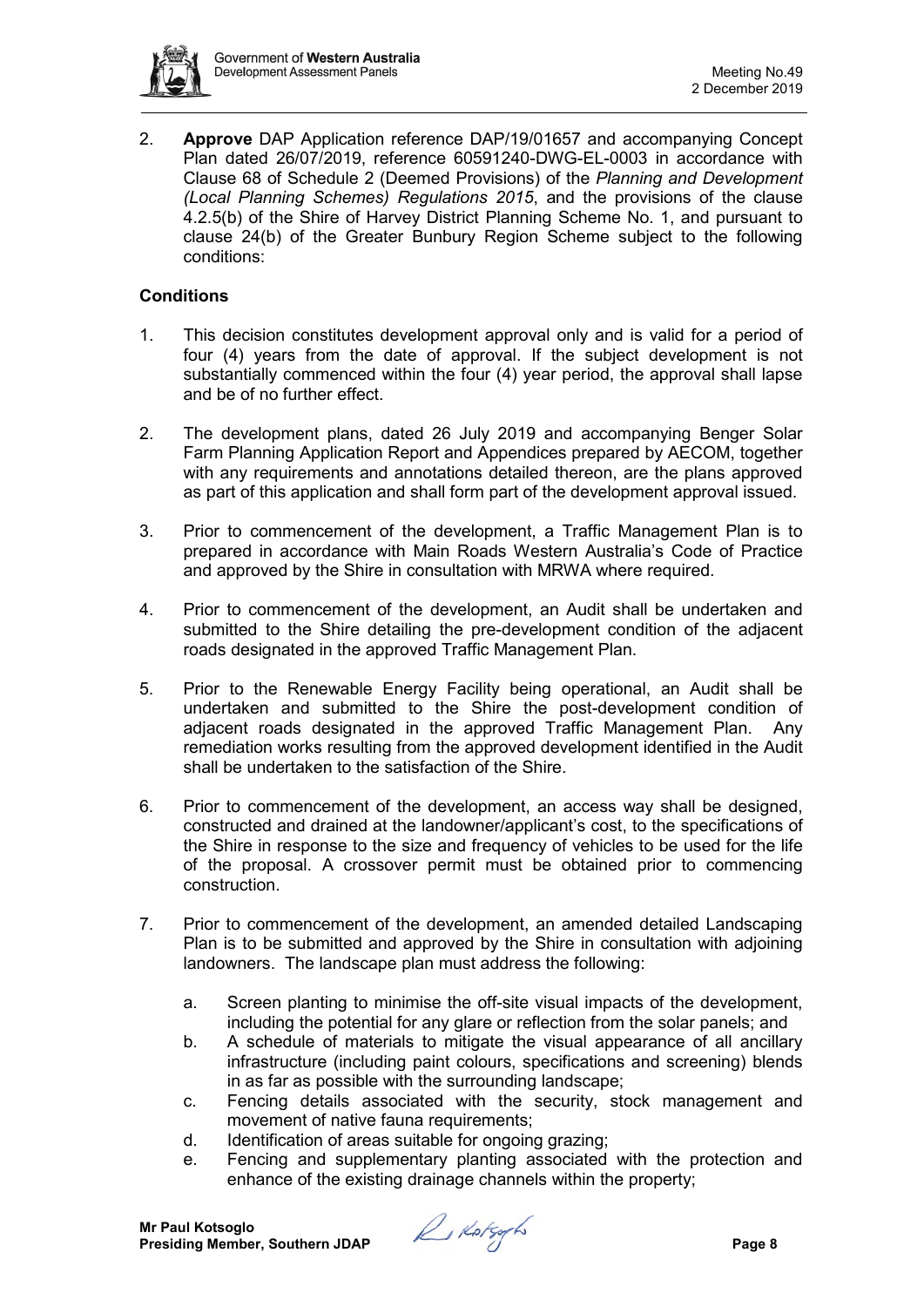2. **Approve** DAP Application reference DAP/19/01657 and accompanying Concept Plan dated 26/07/2019, reference 60591240-DWG-EL-0003 in accordance with Clause 68 of Schedule 2 (Deemed Provisions) of the *Planning and Development (Local Planning Schemes) Regulations 2015*, and the provisions of the clause 4.2.5(b) of the Shire of Harvey District Planning Scheme No. 1, and pursuant to clause 24(b) of the Greater Bunbury Region Scheme subject to the following conditions:

**Conditions**

1. This decision constitutes development approval only and is valid for a period of four (4) years from the date of approval. If the subject development is not substantially commenced within the four (4) year period, the approval shall lapse and be of no further effect.

2. The development plans, dated 26 July 2019 and accompanying Benger Solar Farm Planning Application Report and Appendices prepared by AECOM, together with any requirements and annotations detailed thereon, are the plans approved as part of this application and shall form part of the development approval issued.

3. Prior to commencement of the development, a Traffic Management Plan is to prepared in accordance with Main Roads Western Australia's Code of Practice and approved by the Shire in consultation with MRWA where required.

4. Prior to commencement of the development, an Audit shall be undertaken and submitted to the Shire detailing the pre-development condition of the adjacent roads designated in the approved Traffic Management Plan.

5. Prior to the Renewable Energy Facility being operational, an Audit shall be undertaken and submitted to the Shire the post-development condition of adjacent roads designated in the approved Traffic Management Plan. Any remediation works resulting from the approved development identified in the Audit shall be undertaken to the satisfaction of the Shire.

6. Prior to commencement of the development, an access way shall be designed, constructed and drained at the landowner/applicant's cost, to the specifications of the Shire in response to the size and frequency of vehicles to be used for the life of the proposal. A crossover permit must be obtained prior to commencing construction.

7. Prior to commencement of the development, an amended detailed Landscaping Plan is to be submitted and approved by the Shire in consultation with adjoining landowners. The landscape plan must address the following:

   a. Screen planting to minimise the off-site visual impacts of the development, including the potential for any glare or reflection from the solar panels; and
   
   b. A schedule of materials to mitigate the visual appearance of all ancillary infrastructure (including paint colours, specifications and screening) blends in as far as possible with the surrounding landscape;
   
   c. Fencing details associated with the security, stock management and movement of native fauna requirements;
   
   d. Identification of areas suitable for ongoing grazing;
   
   e. Fencing and supplementary planting associated with the protection and enhance of the existing drainage channels within the property;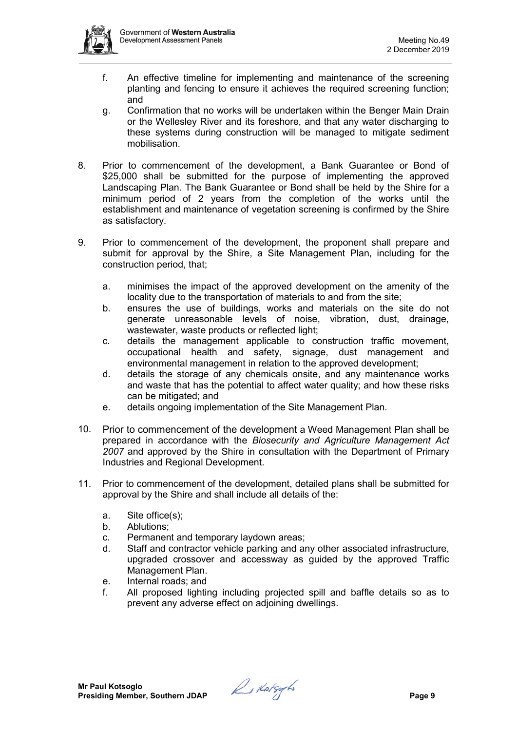f. An effective timeline for implementing and maintenance of the screening planting and fencing to ensure it achieves the required screening function; and

g. Confirmation that no works will be undertaken within the Benger Main Drain or the Wellesley River and its foreshore, and that any water discharging to these systems during construction will be managed to mitigate sediment mobilisation.

8. Prior to commencement of the development, a Bank Guarantee or Bond of $25,000 shall be submitted for the purpose of implementing the approved Landscaping Plan. The Bank Guarantee or Bond shall be held by the Shire for a minimum period of 2 years from the completion of the works until the establishment and maintenance of vegetation screening is confirmed by the Shire as satisfactory.

9. Prior to commencement of the development, the proponent shall prepare and submit for approval by the Shire, a Site Management Plan, including for the construction period, that;

   a. minimises the impact of the approved development on the amenity of the locality due to the transportation of materials to and from the site;
   b. ensures the use of buildings, works and materials on the site do not generate unreasonable levels of noise, vibration, dust, drainage, wastewater, waste products or reflected light;
   c. details the management applicable to construction traffic movement, occupational health and safety, signage, dust management and environmental management in relation to the approved development;
   d. details the storage of any chemicals onsite, and any maintenance works and waste that has the potential to affect water quality; and how these risks can be mitigated; and
   e. details ongoing implementation of the Site Management Plan.

10. Prior to commencement of the development a Weed Management Plan shall be prepared in accordance with the *Biosecurity and Agriculture Management Act 2007* and approved by the Shire in consultation with the Department of Primary Industries and Regional Development.

11. Prior to commencement of the development, detailed plans shall be submitted for approval by the Shire and shall include all details of the:

   a. Site office(s);
   b. Ablutions;
   c. Permanent and temporary laydown areas;
   d. Staff and contractor vehicle parking and any other associated infrastructure, upgraded crossover and accessway as guided by the approved Traffic Management Plan.
   e. Internal roads; and
   f. All proposed lighting including projected spill and baffle details so as to prevent any adverse effect on adjoining dwellings.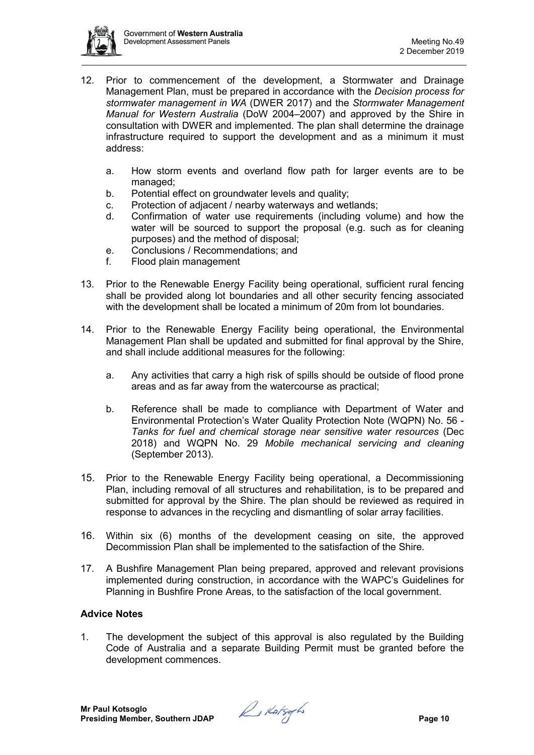12. Prior to commencement of the development, a Stormwater and Drainage Management Plan, must be prepared in accordance with the *Decision process for stormwater management in WA* (DWER 2017) and the *Stormwater Management Manual for Western Australia* (DoW 2004–2007) and approved by the Shire in consultation with DWER and implemented. The plan shall determine the drainage infrastructure required to support the development and as a minimum it must address:

    a. How storm events and overland flow path for larger events are to be managed;
    b. Potential effect on groundwater levels and quality;
    c. Protection of adjacent / nearby waterways and wetlands;
    d. Confirmation of water use requirements (including volume) and how the water will be sourced to support the proposal (e.g. such as for cleaning purposes) and the method of disposal;
    e. Conclusions / Recommendations; and
    f. Flood plain management

13. Prior to the Renewable Energy Facility being operational, sufficient rural fencing shall be provided along lot boundaries and all other security fencing associated with the development shall be located a minimum of 20m from lot boundaries.

14. Prior to the Renewable Energy Facility being operational, the Environmental Management Plan shall be updated and submitted for final approval by the Shire, and shall include additional measures for the following:

    a. Any activities that carry a high risk of spills should be outside of flood prone areas and as far away from the watercourse as practical;

    b. Reference shall be made to compliance with Department of Water and Environmental Protection's Water Quality Protection Note (WQPN) No. 56 - *Tanks for fuel and chemical storage near sensitive water resources* (Dec 2018) and WQPN No. 29 *Mobile mechanical servicing and cleaning* (September 2013).

15. Prior to the Renewable Energy Facility being operational, a Decommissioning Plan, including removal of all structures and rehabilitation, is to be prepared and submitted for approval by the Shire. The plan should be reviewed as required in response to advances in the recycling and dismantling of solar array facilities.

16. Within six (6) months of the development ceasing on site, the approved Decommission Plan shall be implemented to the satisfaction of the Shire.

17. A Bushfire Management Plan being prepared, approved and relevant provisions implemented during construction, in accordance with the WAPC's Guidelines for Planning in Bushfire Prone Areas, to the satisfaction of the local government.

### Advice Notes

1. The development the subject of this approval is also regulated by the Building Code of Australia and a separate Building Permit must be granted before the development commences.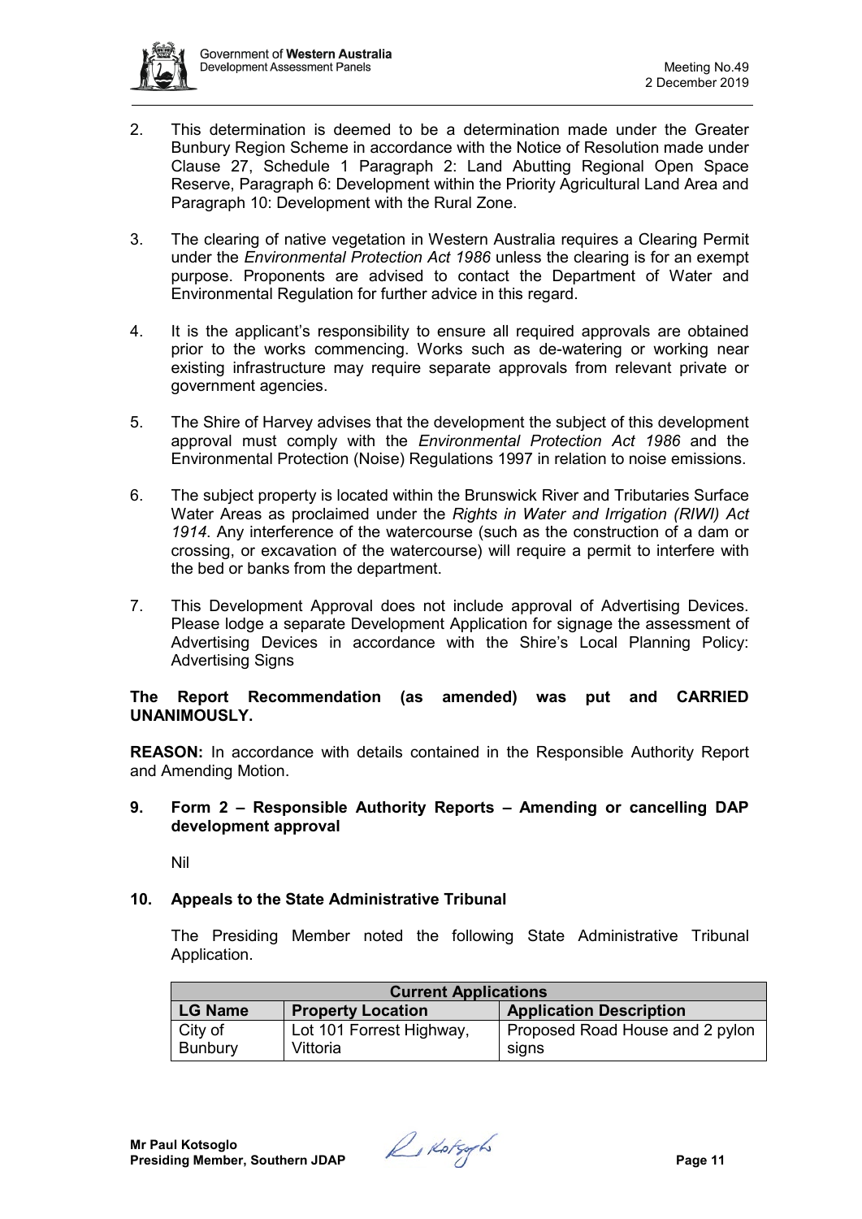2. This determination is deemed to be a determination made under the Greater Bunbury Region Scheme in accordance with the Notice of Resolution made under Clause 27, Schedule 1 Paragraph 2: Land Abutting Regional Open Space Reserve, Paragraph 6: Development within the Priority Agricultural Land Area and Paragraph 10: Development with the Rural Zone.

3. The clearing of native vegetation in Western Australia requires a Clearing Permit under the *Environmental Protection Act 1986* unless the clearing is for an exempt purpose. Proponents are advised to contact the Department of Water and Environmental Regulation for further advice in this regard.

4. It is the applicant's responsibility to ensure all required approvals are obtained prior to the works commencing. Works such as de-watering or working near existing infrastructure may require separate approvals from relevant private or government agencies.

5. The Shire of Harvey advises that the development the subject of this development approval must comply with the *Environmental Protection Act 1986* and the Environmental Protection (Noise) Regulations 1997 in relation to noise emissions.

6. The subject property is located within the Brunswick River and Tributaries Surface Water Areas as proclaimed under the *Rights in Water and Irrigation (RIWI) Act 1914*. Any interference of the watercourse (such as the construction of a dam or crossing, or excavation of the watercourse) will require a permit to interfere with the bed or banks from the department.

7. This Development Approval does not include approval of Advertising Devices. Please lodge a separate Development Application for signage the assessment of Advertising Devices in accordance with the Shire's Local Planning Policy: Advertising Signs

**The Report Recommendation (as amended) was put and CARRIED UNANIMOUSLY.**

**REASON:** In accordance with details contained in the Responsible Authority Report and Amending Motion.

## 9. Form 2 – Responsible Authority Reports – Amending or cancelling DAP development approval

Nil

## 10. Appeals to the State Administrative Tribunal

The Presiding Member noted the following State Administrative Tribunal Application.

| **Current Applications** | | |
|---|---|---|
| **LG Name** | **Property Location** | **Application Description** |
| City of Bunbury | Lot 101 Forrest Highway, Vittoria | Proposed Road House and 2 pylon signs |

**Mr Paul Kotsoglo**
**Presiding Member, Southern JDAP**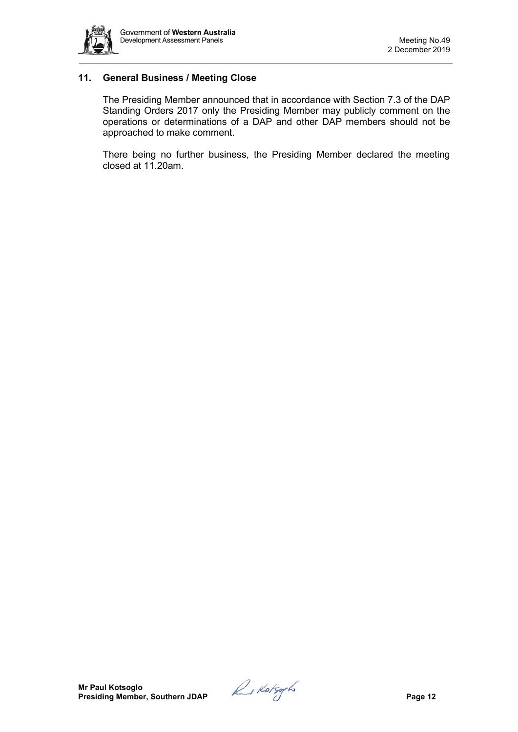## 11. General Business / Meeting Close

The Presiding Member announced that in accordance with Section 7.3 of the DAP Standing Orders 2017 only the Presiding Member may publicly comment on the operations or determinations of a DAP and other DAP members should not be approached to make comment.

There being no further business, the Presiding Member declared the meeting closed at 11.20am.

**Mr Paul Kotsoglo**
**Presiding Member, Southern JDAP**